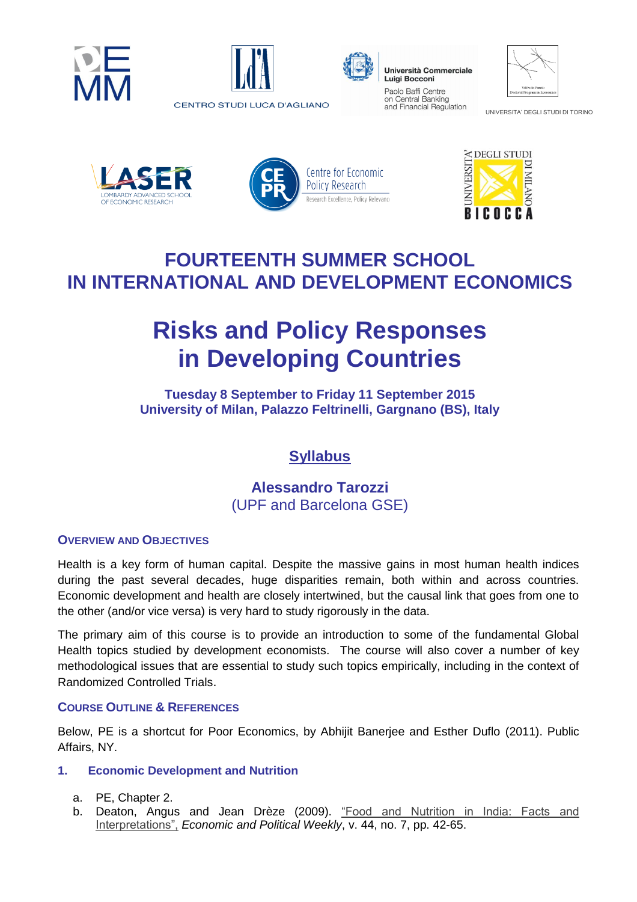CENTRO STUDI LUCA D'AGLIANO

Università Commerciale Luigi Bocconi
Paolo Baffi Centre on Central Banking and Financial Regulation

UNIVERSITA' DEGLI STUDI DI TORINO

LASER LOMBARDY ADVANCED SCHOOL OF ECONOMIC RESEARCH

Centre for Economic Policy Research
Research Excellence, Policy Relevance

UNIVERSITÀ DEGLI STUDI DI MILANO BICOCCA

# FOURTEENTH SUMMER SCHOOL IN INTERNATIONAL AND DEVELOPMENT ECONOMICS

# Risks and Policy Responses in Developing Countries

**Tuesday 8 September to Friday 11 September 2015**
**University of Milan, Palazzo Feltrinelli, Gargnano (BS), Italy**

## Syllabus

### Alessandro Tarozzi
(UPF and Barcelona GSE)

### Overview and Objectives

Health is a key form of human capital. Despite the massive gains in most human health indices during the past several decades, huge disparities remain, both within and across countries. Economic development and health are closely intertwined, but the causal link that goes from one to the other (and/or vice versa) is very hard to study rigorously in the data.

The primary aim of this course is to provide an introduction to some of the fundamental Global Health topics studied by development economists. The course will also cover a number of key methodological issues that are essential to study such topics empirically, including in the context of Randomized Controlled Trials.

### Course Outline & References

Below, PE is a shortcut for Poor Economics, by Abhijit Banerjee and Esther Duflo (2011). Public Affairs, NY.

#### 1. Economic Development and Nutrition

a. PE, Chapter 2.
b. Deaton, Angus and Jean Drèze (2009). "Food and Nutrition in India: Facts and Interpretations", *Economic and Political Weekly*, v. 44, no. 7, pp. 42-65.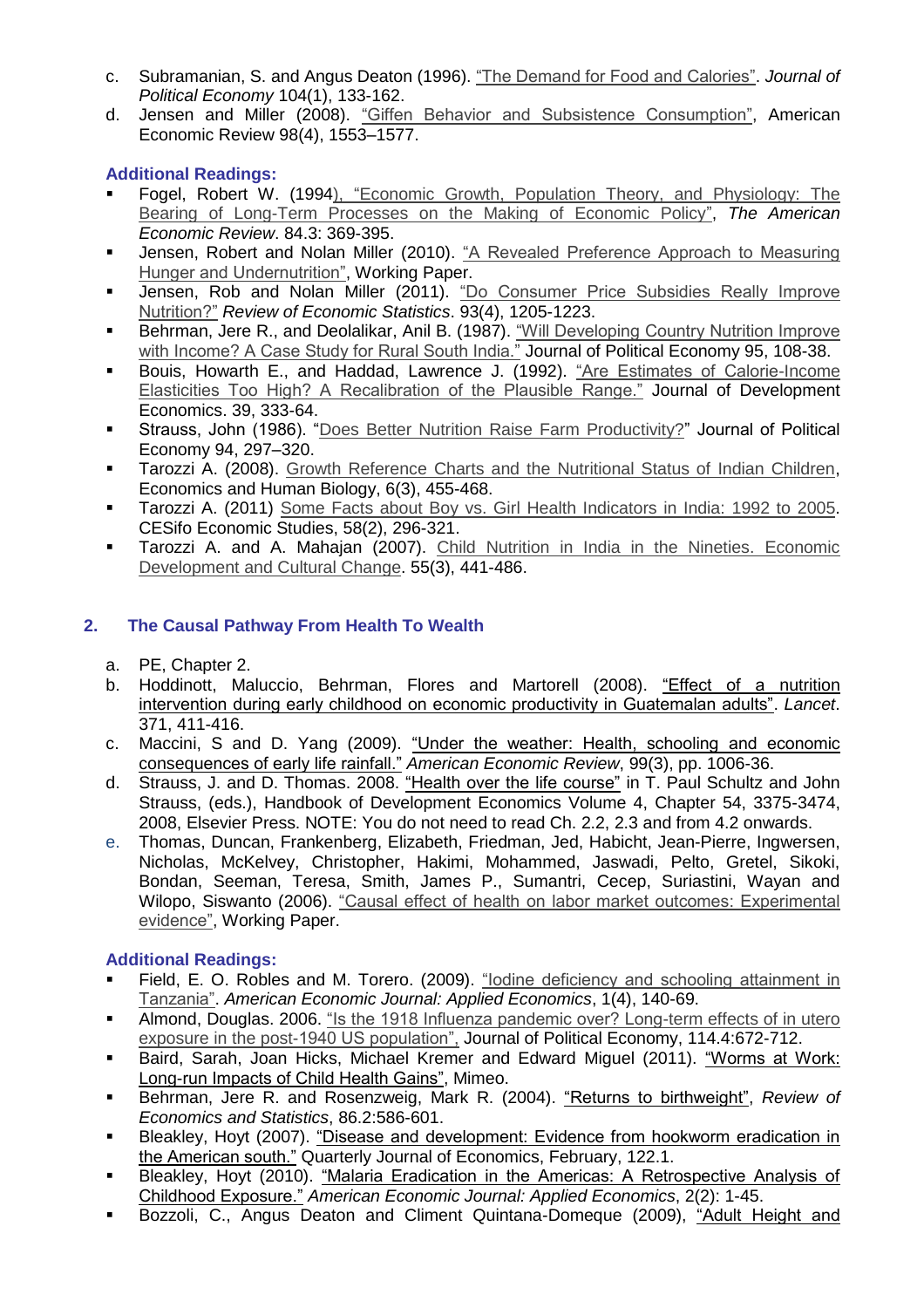c. Subramanian, S. and Angus Deaton (1996). "The Demand for Food and Calories". *Journal of Political Economy* 104(1), 133-162.
d. Jensen and Miller (2008). "Giffen Behavior and Subsistence Consumption", American Economic Review 98(4), 1553–1577.

**Additional Readings:**

- Fogel, Robert W. (1994), "Economic Growth, Population Theory, and Physiology: The Bearing of Long-Term Processes on the Making of Economic Policy", *The American Economic Review*. 84.3: 369-395.
- Jensen, Robert and Nolan Miller (2010). "A Revealed Preference Approach to Measuring Hunger and Undernutrition", Working Paper.
- Jensen, Rob and Nolan Miller (2011). "Do Consumer Price Subsidies Really Improve Nutrition?" *Review of Economic Statistics*. 93(4), 1205-1223.
- Behrman, Jere R., and Deolalikar, Anil B. (1987). "Will Developing Country Nutrition Improve with Income? A Case Study for Rural South India." Journal of Political Economy 95, 108-38.
- Bouis, Howarth E., and Haddad, Lawrence J. (1992). "Are Estimates of Calorie-Income Elasticities Too High? A Recalibration of the Plausible Range." Journal of Development Economics. 39, 333-64.
- Strauss, John (1986). "Does Better Nutrition Raise Farm Productivity?" Journal of Political Economy 94, 297–320.
- Tarozzi A. (2008). Growth Reference Charts and the Nutritional Status of Indian Children, Economics and Human Biology, 6(3), 455-468.
- Tarozzi A. (2011) Some Facts about Boy vs. Girl Health Indicators in India: 1992 to 2005. CESifo Economic Studies, 58(2), 296-321.
- Tarozzi A. and A. Mahajan (2007). Child Nutrition in India in the Nineties. Economic Development and Cultural Change. 55(3), 441-486.

## 2. The Causal Pathway From Health To Wealth

a. PE, Chapter 2.
b. Hoddinott, Maluccio, Behrman, Flores and Martorell (2008). "Effect of a nutrition intervention during early childhood on economic productivity in Guatemalan adults". *Lancet*. 371, 411-416.
c. Maccini, S and D. Yang (2009). "Under the weather: Health, schooling and economic consequences of early life rainfall." *American Economic Review*, 99(3), pp. 1006-36.
d. Strauss, J. and D. Thomas. 2008. "Health over the life course" in T. Paul Schultz and John Strauss, (eds.), Handbook of Development Economics Volume 4, Chapter 54, 3375-3474, 2008, Elsevier Press. NOTE: You do not need to read Ch. 2.2, 2.3 and from 4.2 onwards.
e. Thomas, Duncan, Frankenberg, Elizabeth, Friedman, Jed, Habicht, Jean-Pierre, Ingwersen, Nicholas, McKelvey, Christopher, Hakimi, Mohammed, Jaswadi, Pelto, Gretel, Sikoki, Bondan, Seeman, Teresa, Smith, James P., Sumantri, Cecep, Suriastini, Wayan and Wilopo, Siswanto (2006). "Causal effect of health on labor market outcomes: Experimental evidence", Working Paper.

**Additional Readings:**

- Field, E. O. Robles and M. Torero. (2009). "Iodine deficiency and schooling attainment in Tanzania". *American Economic Journal: Applied Economics*, 1(4), 140-69.
- Almond, Douglas. 2006. "Is the 1918 Influenza pandemic over? Long-term effects of in utero exposure in the post-1940 US population", Journal of Political Economy, 114.4:672-712.
- Baird, Sarah, Joan Hicks, Michael Kremer and Edward Miguel (2011). "Worms at Work: Long-run Impacts of Child Health Gains", Mimeo.
- Behrman, Jere R. and Rosenzweig, Mark R. (2004). "Returns to birthweight", *Review of Economics and Statistics*, 86.2:586-601.
- Bleakley, Hoyt (2007). "Disease and development: Evidence from hookworm eradication in the American south." Quarterly Journal of Economics, February, 122.1.
- Bleakley, Hoyt (2010). "Malaria Eradication in the Americas: A Retrospective Analysis of Childhood Exposure." *American Economic Journal: Applied Economics*, 2(2): 1-45.
- Bozzoli, C., Angus Deaton and Climent Quintana-Domeque (2009), "Adult Height and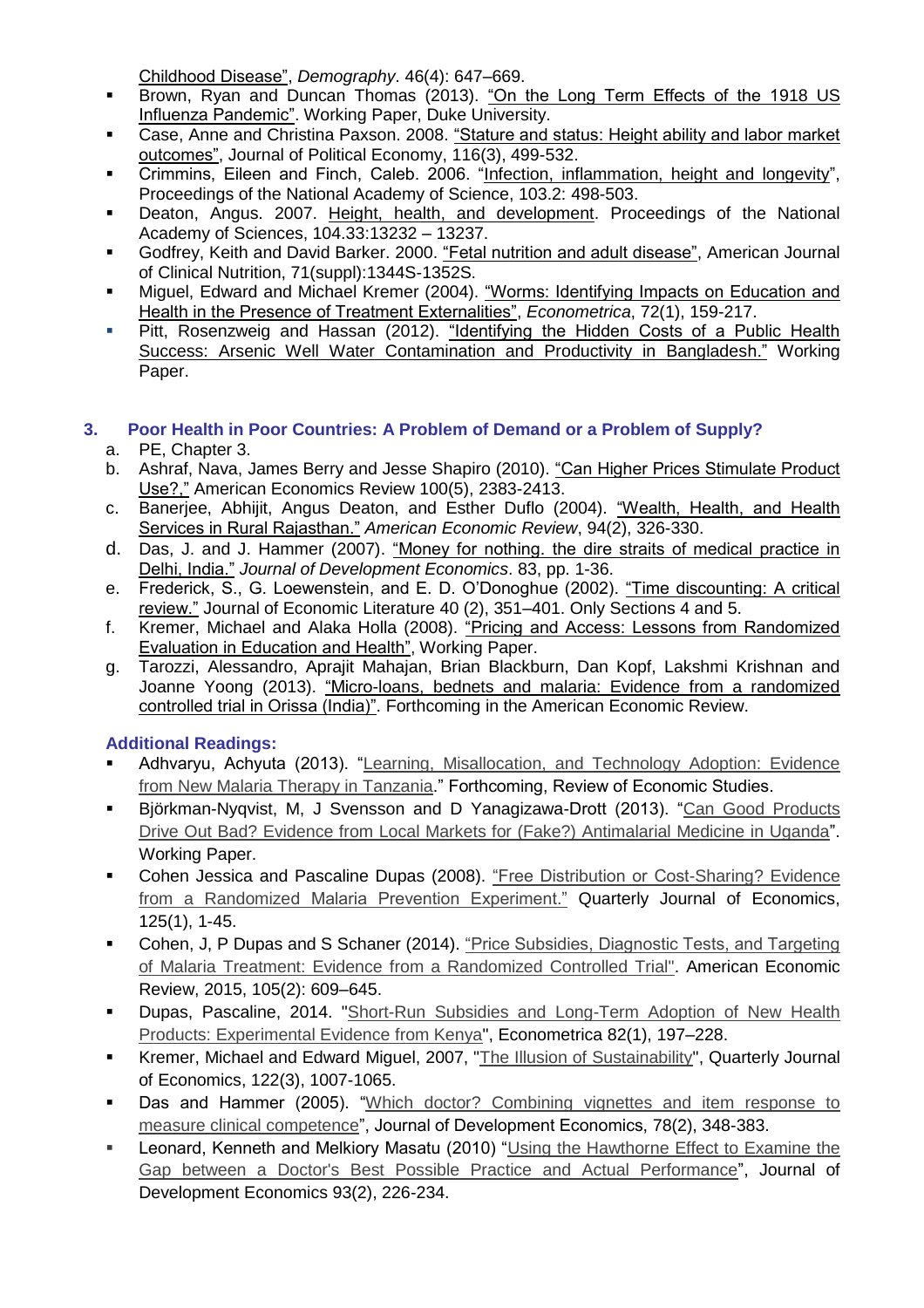Childhood Disease", *Demography*. 46(4): 647–669.

- Brown, Ryan and Duncan Thomas (2013). "On the Long Term Effects of the 1918 US Influenza Pandemic". Working Paper, Duke University.
- Case, Anne and Christina Paxson. 2008. "Stature and status: Height ability and labor market outcomes", Journal of Political Economy, 116(3), 499-532.
- Crimmins, Eileen and Finch, Caleb. 2006. "Infection, inflammation, height and longevity", Proceedings of the National Academy of Science, 103.2: 498-503.
- Deaton, Angus. 2007. Height, health, and development. Proceedings of the National Academy of Sciences, 104.33:13232 – 13237.
- Godfrey, Keith and David Barker. 2000. "Fetal nutrition and adult disease", American Journal of Clinical Nutrition, 71(suppl):1344S-1352S.
- Miguel, Edward and Michael Kremer (2004). "Worms: Identifying Impacts on Education and Health in the Presence of Treatment Externalities", *Econometrica*, 72(1), 159-217.
- Pitt, Rosenzweig and Hassan (2012). "Identifying the Hidden Costs of a Public Health Success: Arsenic Well Water Contamination and Productivity in Bangladesh." Working Paper.

### 3. Poor Health in Poor Countries: A Problem of Demand or a Problem of Supply?

a. PE, Chapter 3.
b. Ashraf, Nava, James Berry and Jesse Shapiro (2010). "Can Higher Prices Stimulate Product Use?," American Economics Review 100(5), 2383-2413.
c. Banerjee, Abhijit, Angus Deaton, and Esther Duflo (2004). "Wealth, Health, and Health Services in Rural Rajasthan." *American Economic Review*, 94(2), 326-330.
d. Das, J. and J. Hammer (2007). "Money for nothing. the dire straits of medical practice in Delhi, India." *Journal of Development Economics*. 83, pp. 1-36.
e. Frederick, S., G. Loewenstein, and E. D. O'Donoghue (2002). "Time discounting: A critical review." Journal of Economic Literature 40 (2), 351–401. Only Sections 4 and 5.
f. Kremer, Michael and Alaka Holla (2008). "Pricing and Access: Lessons from Randomized Evaluation in Education and Health", Working Paper.
g. Tarozzi, Alessandro, Aprajit Mahajan, Brian Blackburn, Dan Kopf, Lakshmi Krishnan and Joanne Yoong (2013). "Micro-loans, bednets and malaria: Evidence from a randomized controlled trial in Orissa (India)". Forthcoming in the American Economic Review.

#### Additional Readings:

- Adhvaryu, Achyuta (2013). "Learning, Misallocation, and Technology Adoption: Evidence from New Malaria Therapy in Tanzania." Forthcoming, Review of Economic Studies.
- Björkman-Nyqvist, M, J Svensson and D Yanagizawa-Drott (2013). "Can Good Products Drive Out Bad? Evidence from Local Markets for (Fake?) Antimalarial Medicine in Uganda". Working Paper.
- Cohen Jessica and Pascaline Dupas (2008). "Free Distribution or Cost-Sharing? Evidence from a Randomized Malaria Prevention Experiment." Quarterly Journal of Economics, 125(1), 1-45.
- Cohen, J, P Dupas and S Schaner (2014). "Price Subsidies, Diagnostic Tests, and Targeting of Malaria Treatment: Evidence from a Randomized Controlled Trial". American Economic Review, 2015, 105(2): 609–645.
- Dupas, Pascaline, 2014. "Short-Run Subsidies and Long-Term Adoption of New Health Products: Experimental Evidence from Kenya", Econometrica 82(1), 197–228.
- Kremer, Michael and Edward Miguel, 2007, "The Illusion of Sustainability", Quarterly Journal of Economics, 122(3), 1007-1065.
- Das and Hammer (2005). "Which doctor? Combining vignettes and item response to measure clinical competence", Journal of Development Economics, 78(2), 348-383.
- Leonard, Kenneth and Melkiory Masatu (2010) "Using the Hawthorne Effect to Examine the Gap between a Doctor's Best Possible Practice and Actual Performance", Journal of Development Economics 93(2), 226-234.